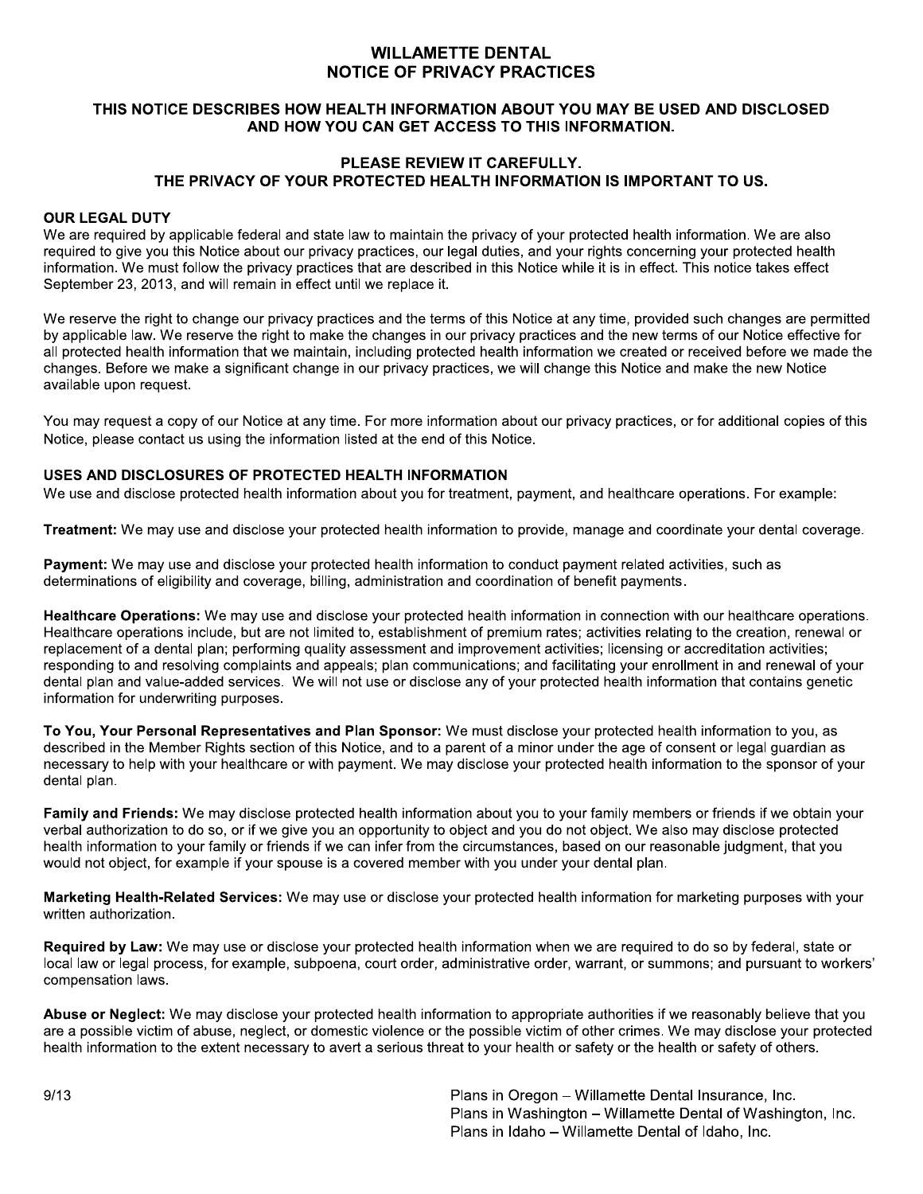# WILLAMETTE DENTAL
# NOTICE OF PRIVACY PRACTICES

## THIS NOTICE DESCRIBES HOW HEALTH INFORMATION ABOUT YOU MAY BE USED AND DISCLOSED AND HOW YOU CAN GET ACCESS TO THIS INFORMATION.

## PLEASE REVIEW IT CAREFULLY. THE PRIVACY OF YOUR PROTECTED HEALTH INFORMATION IS IMPORTANT TO US.

### OUR LEGAL DUTY

We are required by applicable federal and state law to maintain the privacy of your protected health information. We are also required to give you this Notice about our privacy practices, our legal duties, and your rights concerning your protected health information. We must follow the privacy practices that are described in this Notice while it is in effect. This notice takes effect September 23, 2013, and will remain in effect until we replace it.

We reserve the right to change our privacy practices and the terms of this Notice at any time, provided such changes are permitted by applicable law. We reserve the right to make the changes in our privacy practices and the new terms of our Notice effective for all protected health information that we maintain, including protected health information we created or received before we made the changes. Before we make a significant change in our privacy practices, we will change this Notice and make the new Notice available upon request.

You may request a copy of our Notice at any time. For more information about our privacy practices, or for additional copies of this Notice, please contact us using the information listed at the end of this Notice.

### USES AND DISCLOSURES OF PROTECTED HEALTH INFORMATION

We use and disclose protected health information about you for treatment, payment, and healthcare operations. For example:

**Treatment:** We may use and disclose your protected health information to provide, manage and coordinate your dental coverage.

**Payment:** We may use and disclose your protected health information to conduct payment related activities, such as determinations of eligibility and coverage, billing, administration and coordination of benefit payments.

**Healthcare Operations:** We may use and disclose your protected health information in connection with our healthcare operations. Healthcare operations include, but are not limited to, establishment of premium rates; activities relating to the creation, renewal or replacement of a dental plan; performing quality assessment and improvement activities; licensing or accreditation activities; responding to and resolving complaints and appeals; plan communications; and facilitating your enrollment in and renewal of your dental plan and value-added services. We will not use or disclose any of your protected health information that contains genetic information for underwriting purposes.

**To You, Your Personal Representatives and Plan Sponsor:** We must disclose your protected health information to you, as described in the Member Rights section of this Notice, and to a parent of a minor under the age of consent or legal guardian as necessary to help with your healthcare or with payment. We may disclose your protected health information to the sponsor of your dental plan.

**Family and Friends:** We may disclose protected health information about you to your family members or friends if we obtain your verbal authorization to do so, or if we give you an opportunity to object and you do not object. We also may disclose protected health information to your family or friends if we can infer from the circumstances, based on our reasonable judgment, that you would not object, for example if your spouse is a covered member with you under your dental plan.

**Marketing Health-Related Services:** We may use or disclose your protected health information for marketing purposes with your written authorization.

**Required by Law:** We may use or disclose your protected health information when we are required to do so by federal, state or local law or legal process, for example, subpoena, court order, administrative order, warrant, or summons; and pursuant to workers' compensation laws.

**Abuse or Neglect:** We may disclose your protected health information to appropriate authorities if we reasonably believe that you are a possible victim of abuse, neglect, or domestic violence or the possible victim of other crimes. We may disclose your protected health information to the extent necessary to avert a serious threat to your health or safety or the health or safety of others.

9/13

Plans in Oregon – Willamette Dental Insurance, Inc.
Plans in Washington – Willamette Dental of Washington, Inc.
Plans in Idaho – Willamette Dental of Idaho, Inc.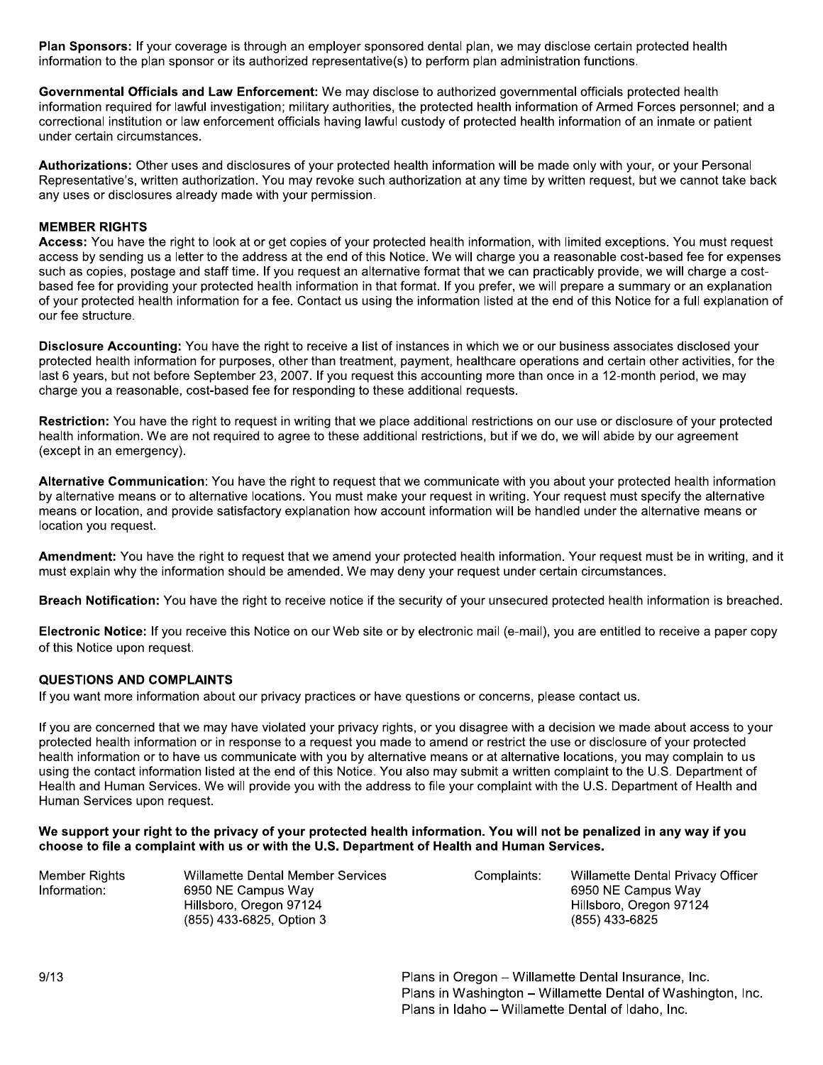**Plan Sponsors:** If your coverage is through an employer sponsored dental plan, we may disclose certain protected health information to the plan sponsor or its authorized representative(s) to perform plan administration functions.

**Governmental Officials and Law Enforcement:** We may disclose to authorized governmental officials protected health information required for lawful investigation; military authorities, the protected health information of Armed Forces personnel; and a correctional institution or law enforcement officials having lawful custody of protected health information of an inmate or patient under certain circumstances.

**Authorizations:** Other uses and disclosures of your protected health information will be made only with your, or your Personal Representative's, written authorization. You may revoke such authorization at any time by written request, but we cannot take back any uses or disclosures already made with your permission.

## MEMBER RIGHTS

**Access:** You have the right to look at or get copies of your protected health information, with limited exceptions. You must request access by sending us a letter to the address at the end of this Notice. We will charge you a reasonable cost-based fee for expenses such as copies, postage and staff time. If you request an alternative format that we can practicably provide, we will charge a cost-based fee for providing your protected health information in that format. If you prefer, we will prepare a summary or an explanation of your protected health information for a fee. Contact us using the information listed at the end of this Notice for a full explanation of our fee structure.

**Disclosure Accounting:** You have the right to receive a list of instances in which we or our business associates disclosed your protected health information for purposes, other than treatment, payment, healthcare operations and certain other activities, for the last 6 years, but not before September 23, 2007. If you request this accounting more than once in a 12-month period, we may charge you a reasonable, cost-based fee for responding to these additional requests.

**Restriction:** You have the right to request in writing that we place additional restrictions on our use or disclosure of your protected health information. We are not required to agree to these additional restrictions, but if we do, we will abide by our agreement (except in an emergency).

**Alternative Communication**: You have the right to request that we communicate with you about your protected health information by alternative means or to alternative locations. You must make your request in writing. Your request must specify the alternative means or location, and provide satisfactory explanation how account information will be handled under the alternative means or location you request.

**Amendment:** You have the right to request that we amend your protected health information. Your request must be in writing, and it must explain why the information should be amended. We may deny your request under certain circumstances.

**Breach Notification:** You have the right to receive notice if the security of your unsecured protected health information is breached.

**Electronic Notice:** If you receive this Notice on our Web site or by electronic mail (e-mail), you are entitled to receive a paper copy of this Notice upon request.

## QUESTIONS AND COMPLAINTS

If you want more information about our privacy practices or have questions or concerns, please contact us.

If you are concerned that we may have violated your privacy rights, or you disagree with a decision we made about access to your protected health information or in response to a request you made to amend or restrict the use or disclosure of your protected health information or to have us communicate with you by alternative means or at alternative locations, you may complain to us using the contact information listed at the end of this Notice. You also may submit a written complaint to the U.S. Department of Health and Human Services. We will provide you with the address to file your complaint with the U.S. Department of Health and Human Services upon request.

**We support your right to the privacy of your protected health information. You will not be penalized in any way if you choose to file a complaint with us or with the U.S. Department of Health and Human Services.**

| Member Rights Information: | Willamette Dental Member Services<br>6950 NE Campus Way<br>Hillsboro, Oregon 97124<br>(855) 433-6825, Option 3 | Complaints: | Willamette Dental Privacy Officer<br>6950 NE Campus Way<br>Hillsboro, Oregon 97124<br>(855) 433-6825 |
|---|---|---|---|

9/13

Plans in Oregon – Willamette Dental Insurance, Inc.
Plans in Washington – Willamette Dental of Washington, Inc.
Plans in Idaho – Willamette Dental of Idaho, Inc.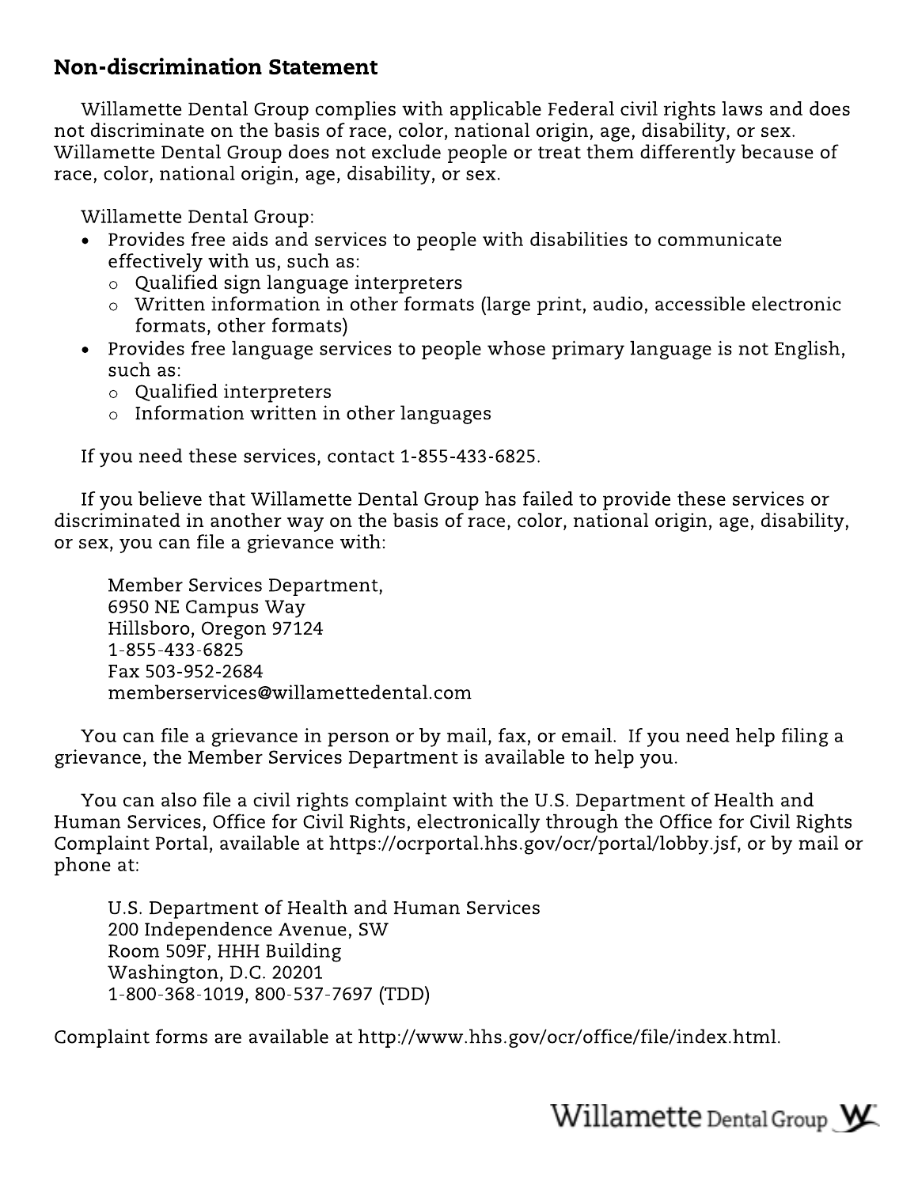## Non-discrimination Statement

Willamette Dental Group complies with applicable Federal civil rights laws and does not discriminate on the basis of race, color, national origin, age, disability, or sex. Willamette Dental Group does not exclude people or treat them differently because of race, color, national origin, age, disability, or sex.

Willamette Dental Group:

- Provides free aids and services to people with disabilities to communicate effectively with us, such as:
  - Qualified sign language interpreters
  - Written information in other formats (large print, audio, accessible electronic formats, other formats)
- Provides free language services to people whose primary language is not English, such as:
  - Qualified interpreters
  - Information written in other languages

If you need these services, contact 1-855-433-6825.

If you believe that Willamette Dental Group has failed to provide these services or discriminated in another way on the basis of race, color, national origin, age, disability, or sex, you can file a grievance with:

Member Services Department,
6950 NE Campus Way
Hillsboro, Oregon 97124
1-855-433-6825
Fax 503-952-2684
memberservices@willamettedental.com

You can file a grievance in person or by mail, fax, or email. If you need help filing a grievance, the Member Services Department is available to help you.

You can also file a civil rights complaint with the U.S. Department of Health and Human Services, Office for Civil Rights, electronically through the Office for Civil Rights Complaint Portal, available at https://ocrportal.hhs.gov/ocr/portal/lobby.jsf, or by mail or phone at:

U.S. Department of Health and Human Services
200 Independence Avenue, SW
Room 509F, HHH Building
Washington, D.C. 20201
1-800-368-1019, 800-537-7697 (TDD)

Complaint forms are available at http://www.hhs.gov/ocr/office/file/index.html.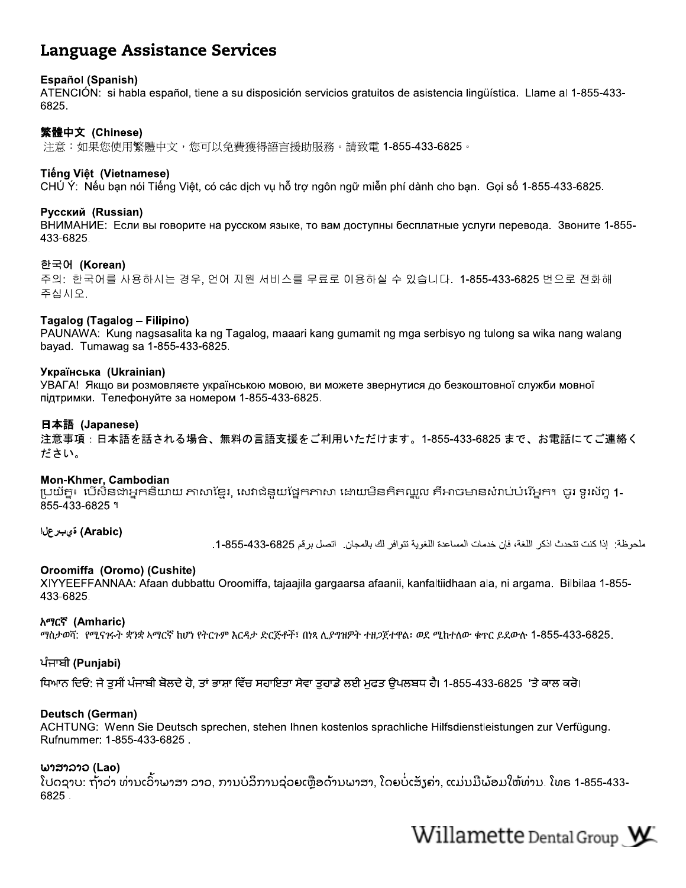# Language Assistance Services

**Español (Spanish)**
ATENCIÓN: si habla español, tiene a su disposición servicios gratuitos de asistencia lingüística. Llame al 1-855-433-6825.

**繁體中文 (Chinese)**
注意：如果您使用繁體中文，您可以免費獲得語言援助服務。請致電 1-855-433-6825。

**Tiếng Việt (Vietnamese)**
CHÚ Ý: Nếu bạn nói Tiếng Việt, có các dịch vụ hỗ trợ ngôn ngữ miễn phí dành cho bạn. Gọi số 1-855-433-6825.

**Русский (Russian)**
ВНИМАНИЕ: Если вы говорите на русском языке, то вам доступны бесплатные услуги перевода. Звоните 1-855-433-6825.

**한국어 (Korean)**
주의: 한국어를 사용하시는 경우, 언어 지원 서비스를 무료로 이용하실 수 있습니다. 1-855-433-6825 번으로 전화해 주십시오.

**Tagalog (Tagalog – Filipino)**
PAUNAWA: Kung nagsasalita ka ng Tagalog, maaari kang gumamit ng mga serbisyo ng tulong sa wika nang walang bayad. Tumawag sa 1-855-433-6825.

**Українська (Ukrainian)**
УВАГА! Якщо ви розмовляєте українською мовою, ви можете звернутися до безкоштовної служби мовної підтримки. Телефонуйте за номером 1-855-433-6825.

**日本語 (Japanese)**
注意事項：日本語を話される場合、無料の言語支援をご利用いただけます。1-855-433-6825 まで、お電話にてご連絡ください。

**Mon-Khmer, Cambodian**
ប្រយ័ត្ន៖ បើសិនជាអ្នកនិយាយ ភាសាខ្មែរ, សេវាជំនួយផ្នែកភាសា ដោយមិនគិតឈ្នួល គឺអាចមានសំរាប់បំរើអ្នក។ ចូរ ទូរស័ព្ទ 1-855-433-6825 ។

**العربية (Arabic)**
ملحوظة: إذا كنت تتحدث اذكر اللغة، فإن خدمات المساعدة اللغوية تتوافر لك بالمجان. اتصل برقم 1-855-433-6825.

**Oroomiffa (Oromo) (Cushite)**
XIYYEEFFANNAA: Afaan dubbattu Oroomiffa, tajaajila gargaarsa afaanii, kanfaltiidhaan ala, ni argama. Bilbilaa 1-855-433-6825.

**አማርኛ (Amharic)**
ማስታወሻ: የሚናገሩት ቋንቋ ኣማርኛ ከሆነ የትርጉም እርዳታ ድርጅቶች፣ በነጻ ሊያግዝዎት ተዘጋጀተዋል፡ ወደ ሚከተለው ቁጥር ይደውሉ 1-855-433-6825.

**ਪੰਜਾਬੀ (Punjabi)**
ਧਿਆਨ ਦਿਓ: ਜੇ ਤੁਸੀਂ ਪੰਜਾਬੀ ਬੋਲਦੇ ਹੋ, ਤਾਂ ਭਾਸ਼ਾ ਵਿੱਚ ਸਹਾਇਤਾ ਸੇਵਾ ਤੁਹਾਡੇ ਲਈ ਮੁਫਤ ਉਪਲਬਧ ਹੈ। 1-855-433-6825 'ਤੇ ਕਾਲ ਕਰੋ।

**Deutsch (German)**
ACHTUNG: Wenn Sie Deutsch sprechen, stehen Ihnen kostenlos sprachliche Hilfsdienstleistungen zur Verfügung. Rufnummer: 1-855-433-6825 .

**ພາສາລາວ (Lao)**
ໂປດຊາບ: ຖ້າວ່າ ທ່ານເວົ້າພາສາ ລາວ, ການບໍລິການຊ່ວຍເຫຼືອດ້ານພາສາ, ໂດຍບໍ່ເສັຽຄ່າ, ແມ່ນມີພ້ອມໃຫ້ທ່ານ. ໂທຣ 1-855-433-6825 .

Willamette Dental Group